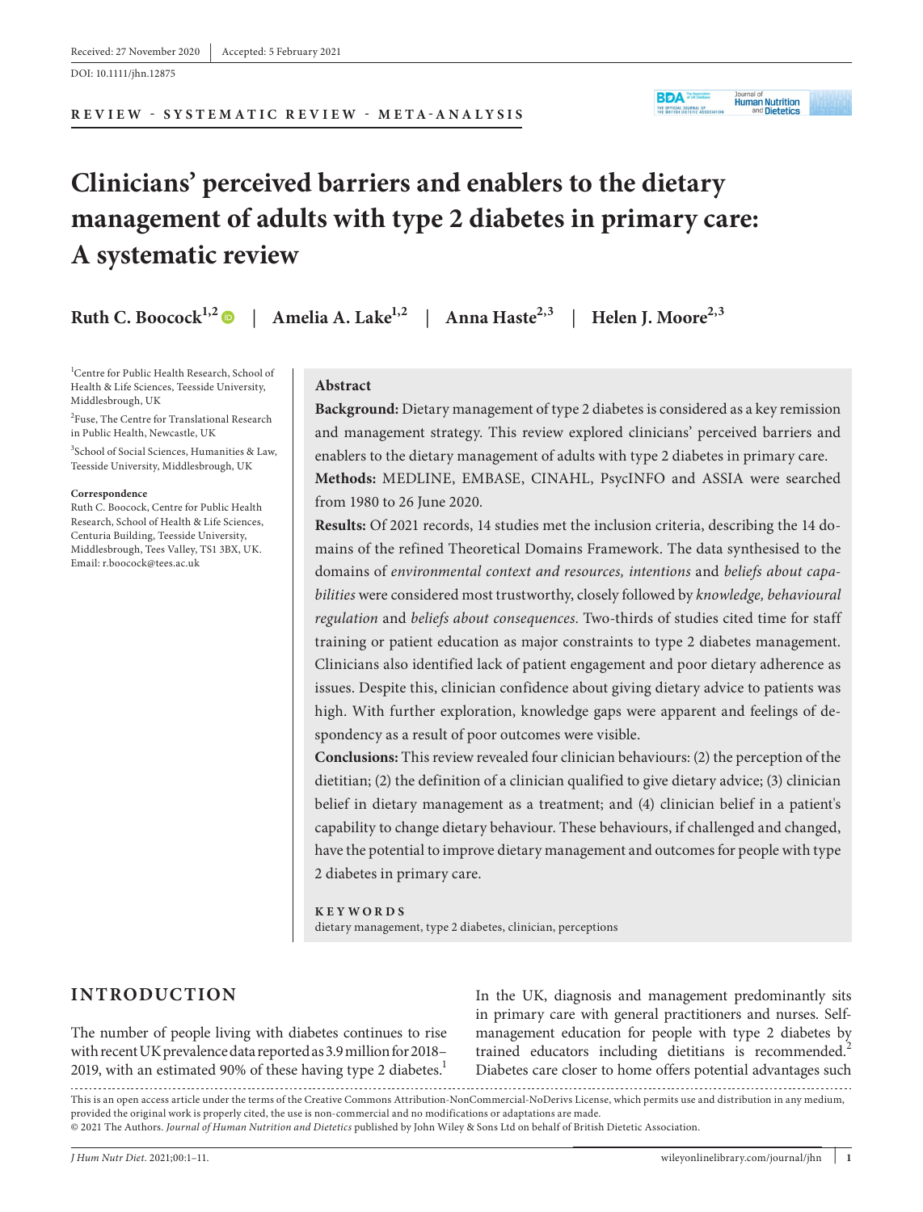Received: 27 November 2020 | Accepted: 5 February 2021

DOI: 10.1111/jhn.12875

REVIEW - SYSTEMATIC REVIEW - META-ANALYSIS

# Clinicians' perceived barriers and enablers to the dietary management of adults with type 2 diabetes in primary care: A systematic review

**Ruth C. Boocock**[1,2] | **Amelia A. Lake**[1,2] | **Anna Haste**[2,3] | **Helen J. Moore**[2,3]

[1]Centre for Public Health Research, School of Health & Life Sciences, Teesside University, Middlesbrough, UK

[2]Fuse, The Centre for Translational Research in Public Health, Newcastle, UK

[3]School of Social Sciences, Humanities & Law, Teesside University, Middlesbrough, UK

**Correspondence**
Ruth C. Boocock, Centre for Public Health Research, School of Health & Life Sciences, Centuria Building, Teesside University, Middlesbrough, Tees Valley, TS1 3BX, UK.
Email: r.boocock@tees.ac.uk

## Abstract

**Background:** Dietary management of type 2 diabetes is considered as a key remission and management strategy. This review explored clinicians' perceived barriers and enablers to the dietary management of adults with type 2 diabetes in primary care.

**Methods:** MEDLINE, EMBASE, CINAHL, PsycINFO and ASSIA were searched from 1980 to 26 June 2020.

**Results:** Of 2021 records, 14 studies met the inclusion criteria, describing the 14 domains of the refined Theoretical Domains Framework. The data synthesised to the domains of *environmental context and resources, intentions* and *beliefs about capabilities* were considered most trustworthy, closely followed by *knowledge, behavioural regulation* and *beliefs about consequences*. Two-thirds of studies cited time for staff training or patient education as major constraints to type 2 diabetes management. Clinicians also identified lack of patient engagement and poor dietary adherence as issues. Despite this, clinician confidence about giving dietary advice to patients was high. With further exploration, knowledge gaps were apparent and feelings of despondency as a result of poor outcomes were visible.

**Conclusions:** This review revealed four clinician behaviours: (2) the perception of the dietitian; (2) the definition of a clinician qualified to give dietary advice; (3) clinician belief in dietary management as a treatment; and (4) clinician belief in a patient's capability to change dietary behaviour. These behaviours, if challenged and changed, have the potential to improve dietary management and outcomes for people with type 2 diabetes in primary care.

**KEYWORDS**
dietary management, type 2 diabetes, clinician, perceptions

## INTRODUCTION

The number of people living with diabetes continues to rise with recent UK prevalence data reported as 3.9 million for 2018–2019, with an estimated 90% of these having type 2 diabetes.[1]

In the UK, diagnosis and management predominantly sits in primary care with general practitioners and nurses. Self-management education for people with type 2 diabetes by trained educators including dietitians is recommended.[2] Diabetes care closer to home offers potential advantages such

This is an open access article under the terms of the Creative Commons Attribution-NonCommercial-NoDerivs License, which permits use and distribution in any medium, provided the original work is properly cited, the use is non-commercial and no modifications or adaptations are made.
© 2021 The Authors. *Journal of Human Nutrition and Dietetics* published by John Wiley & Sons Ltd on behalf of British Dietetic Association.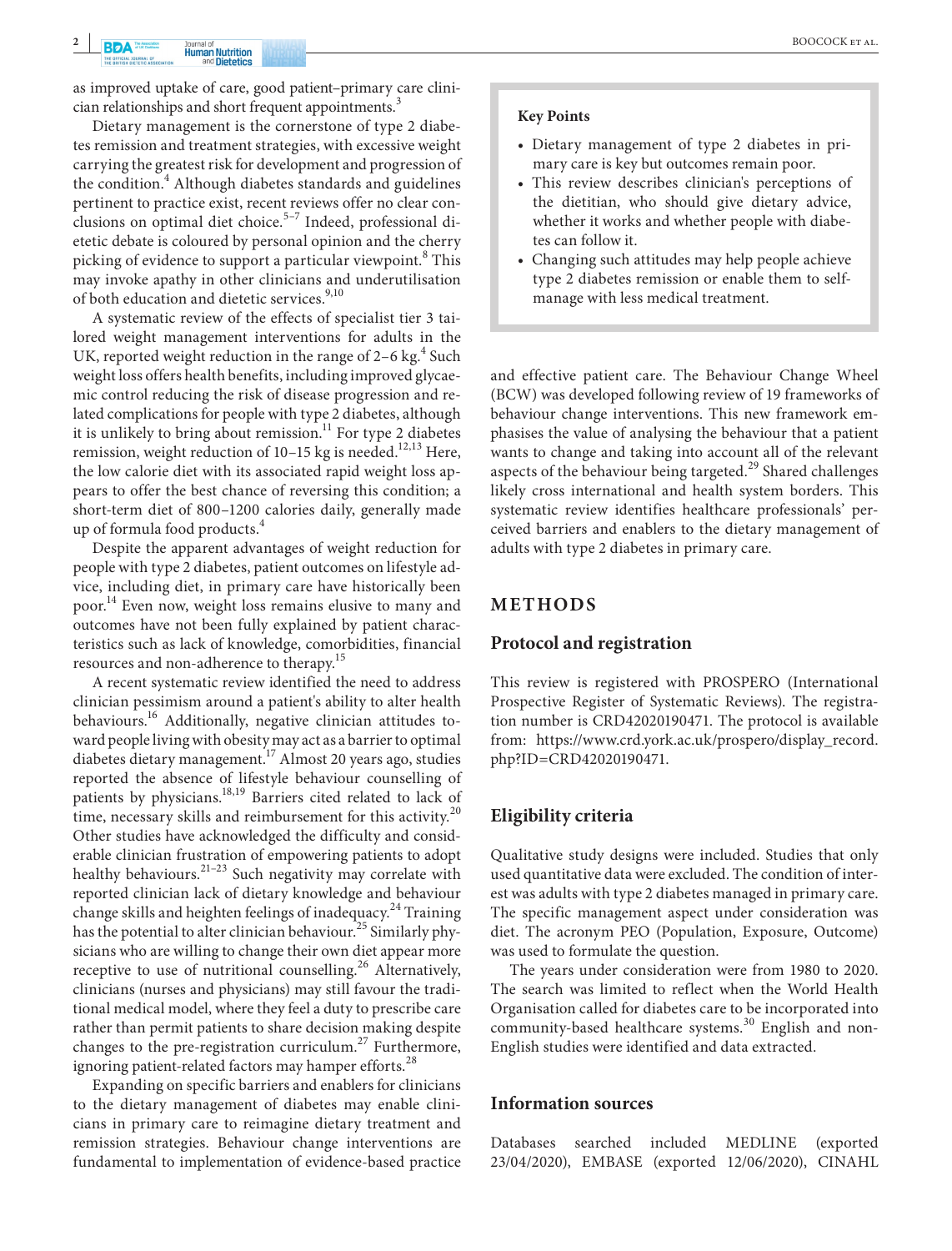as improved uptake of care, good patient–primary care clinician relationships and short frequent appointments.[3]

Dietary management is the cornerstone of type 2 diabetes remission and treatment strategies, with excessive weight carrying the greatest risk for development and progression of the condition.[4] Although diabetes standards and guidelines pertinent to practice exist, recent reviews offer no clear conclusions on optimal diet choice.[5–7] Indeed, professional dietetic debate is coloured by personal opinion and the cherry picking of evidence to support a particular viewpoint.[8] This may invoke apathy in other clinicians and underutilisation of both education and dietetic services.[9,10]

A systematic review of the effects of specialist tier 3 tailored weight management interventions for adults in the UK, reported weight reduction in the range of 2–6 kg.[4] Such weight loss offers health benefits, including improved glycaemic control reducing the risk of disease progression and related complications for people with type 2 diabetes, although it is unlikely to bring about remission.[11] For type 2 diabetes remission, weight reduction of 10–15 kg is needed.[12,13] Here, the low calorie diet with its associated rapid weight loss appears to offer the best chance of reversing this condition; a short-term diet of 800–1200 calories daily, generally made up of formula food products.[4]

Despite the apparent advantages of weight reduction for people with type 2 diabetes, patient outcomes on lifestyle advice, including diet, in primary care have historically been poor.[14] Even now, weight loss remains elusive to many and outcomes have not been fully explained by patient characteristics such as lack of knowledge, comorbidities, financial resources and non-adherence to therapy.[15]

A recent systematic review identified the need to address clinician pessimism around a patient's ability to alter health behaviours.[16] Additionally, negative clinician attitudes toward people living with obesity may act as a barrier to optimal diabetes dietary management.[17] Almost 20 years ago, studies reported the absence of lifestyle behaviour counselling of patients by physicians.[18,19] Barriers cited related to lack of time, necessary skills and reimbursement for this activity.[20] Other studies have acknowledged the difficulty and considerable clinician frustration of empowering patients to adopt healthy behaviours.[21–23] Such negativity may correlate with reported clinician lack of dietary knowledge and behaviour change skills and heighten feelings of inadequacy.[24] Training has the potential to alter clinician behaviour.[25] Similarly physicians who are willing to change their own diet appear more receptive to use of nutritional counselling.[26] Alternatively, clinicians (nurses and physicians) may still favour the traditional medical model, where they feel a duty to prescribe care rather than permit patients to share decision making despite changes to the pre-registration curriculum.[27] Furthermore, ignoring patient-related factors may hamper efforts.[28]

Expanding on specific barriers and enablers for clinicians to the dietary management of diabetes may enable clinicians in primary care to reimagine dietary treatment and remission strategies. Behaviour change interventions are fundamental to implementation of evidence-based practice and effective patient care. The Behaviour Change Wheel (BCW) was developed following review of 19 frameworks of behaviour change interventions. This new framework emphasises the value of analysing the behaviour that a patient wants to change and taking into account all of the relevant aspects of the behaviour being targeted.[29] Shared challenges likely cross international and health system borders. This systematic review identifies healthcare professionals' perceived barriers and enablers to the dietary management of adults with type 2 diabetes in primary care.

> **Key Points**
>
> - Dietary management of type 2 diabetes in primary care is key but outcomes remain poor.
> - This review describes clinician's perceptions of the dietitian, who should give dietary advice, whether it works and whether people with diabetes can follow it.
> - Changing such attitudes may help people achieve type 2 diabetes remission or enable them to self-manage with less medical treatment.

## METHODS

### Protocol and registration

This review is registered with PROSPERO (International Prospective Register of Systematic Reviews). The registration number is CRD42020190471. The protocol is available from: https://www.crd.york.ac.uk/prospero/display_record.php?ID=CRD42020190471.

### Eligibility criteria

Qualitative study designs were included. Studies that only used quantitative data were excluded. The condition of interest was adults with type 2 diabetes managed in primary care. The specific management aspect under consideration was diet. The acronym PEO (Population, Exposure, Outcome) was used to formulate the question.

The years under consideration were from 1980 to 2020. The search was limited to reflect when the World Health Organisation called for diabetes care to be incorporated into community-based healthcare systems.[30] English and non-English studies were identified and data extracted.

### Information sources

Databases searched included MEDLINE (exported 23/04/2020), EMBASE (exported 12/06/2020), CINAHL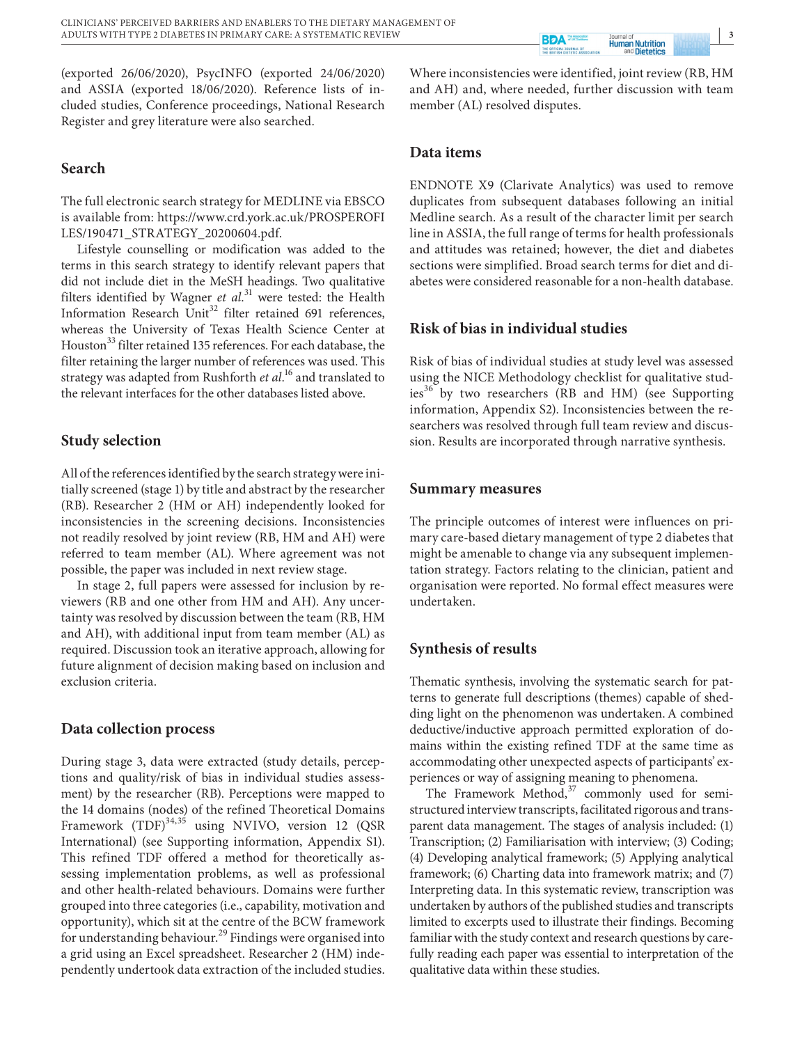(exported 26/06/2020), PsycINFO (exported 24/06/2020) and ASSIA (exported 18/06/2020). Reference lists of included studies, Conference proceedings, National Research Register and grey literature were also searched.

## Search

The full electronic search strategy for MEDLINE via EBSCO is available from: https://www.crd.york.ac.uk/PROSPEROFILES/190471_STRATEGY_20200604.pdf.

Lifestyle counselling or modification was added to the terms in this search strategy to identify relevant papers that did not include diet in the MeSH headings. Two qualitative filters identified by Wagner *et al.*[31] were tested: the Health Information Research Unit[32] filter retained 691 references, whereas the University of Texas Health Science Center at Houston[33] filter retained 135 references. For each database, the filter retaining the larger number of references was used. This strategy was adapted from Rushforth *et al*.[16] and translated to the relevant interfaces for the other databases listed above.

## Study selection

All of the references identified by the search strategy were initially screened (stage 1) by title and abstract by the researcher (RB). Researcher 2 (HM or AH) independently looked for inconsistencies in the screening decisions. Inconsistencies not readily resolved by joint review (RB, HM and AH) were referred to team member (AL). Where agreement was not possible, the paper was included in next review stage.

In stage 2, full papers were assessed for inclusion by reviewers (RB and one other from HM and AH). Any uncertainty was resolved by discussion between the team (RB, HM and AH), with additional input from team member (AL) as required. Discussion took an iterative approach, allowing for future alignment of decision making based on inclusion and exclusion criteria.

## Data collection process

During stage 3, data were extracted (study details, perceptions and quality/risk of bias in individual studies assessment) by the researcher (RB). Perceptions were mapped to the 14 domains (nodes) of the refined Theoretical Domains Framework (TDF)[34,35] using NVIVO, version 12 (QSR International) (see Supporting information, Appendix S1). This refined TDF offered a method for theoretically assessing implementation problems, as well as professional and other health-related behaviours. Domains were further grouped into three categories (i.e., capability, motivation and opportunity), which sit at the centre of the BCW framework for understanding behaviour.[29] Findings were organised into a grid using an Excel spreadsheet. Researcher 2 (HM) independently undertook data extraction of the included studies. Where inconsistencies were identified, joint review (RB, HM and AH) and, where needed, further discussion with team member (AL) resolved disputes.

## Data items

ENDNOTE X9 (Clarivate Analytics) was used to remove duplicates from subsequent databases following an initial Medline search. As a result of the character limit per search line in ASSIA, the full range of terms for health professionals and attitudes was retained; however, the diet and diabetes sections were simplified. Broad search terms for diet and diabetes were considered reasonable for a non-health database.

## Risk of bias in individual studies

Risk of bias of individual studies at study level was assessed using the NICE Methodology checklist for qualitative studies[36] by two researchers (RB and HM) (see Supporting information, Appendix S2). Inconsistencies between the researchers was resolved through full team review and discussion. Results are incorporated through narrative synthesis.

## Summary measures

The principle outcomes of interest were influences on primary care-based dietary management of type 2 diabetes that might be amenable to change via any subsequent implementation strategy. Factors relating to the clinician, patient and organisation were reported. No formal effect measures were undertaken.

## Synthesis of results

Thematic synthesis, involving the systematic search for patterns to generate full descriptions (themes) capable of shedding light on the phenomenon was undertaken. A combined deductive/inductive approach permitted exploration of domains within the existing refined TDF at the same time as accommodating other unexpected aspects of participants' experiences or way of assigning meaning to phenomena.

The Framework Method,[37] commonly used for semi-structured interview transcripts, facilitated rigorous and transparent data management. The stages of analysis included: (1) Transcription; (2) Familiarisation with interview; (3) Coding; (4) Developing analytical framework; (5) Applying analytical framework; (6) Charting data into framework matrix; and (7) Interpreting data. In this systematic review, transcription was undertaken by authors of the published studies and transcripts limited to excerpts used to illustrate their findings. Becoming familiar with the study context and research questions by carefully reading each paper was essential to interpretation of the qualitative data within these studies.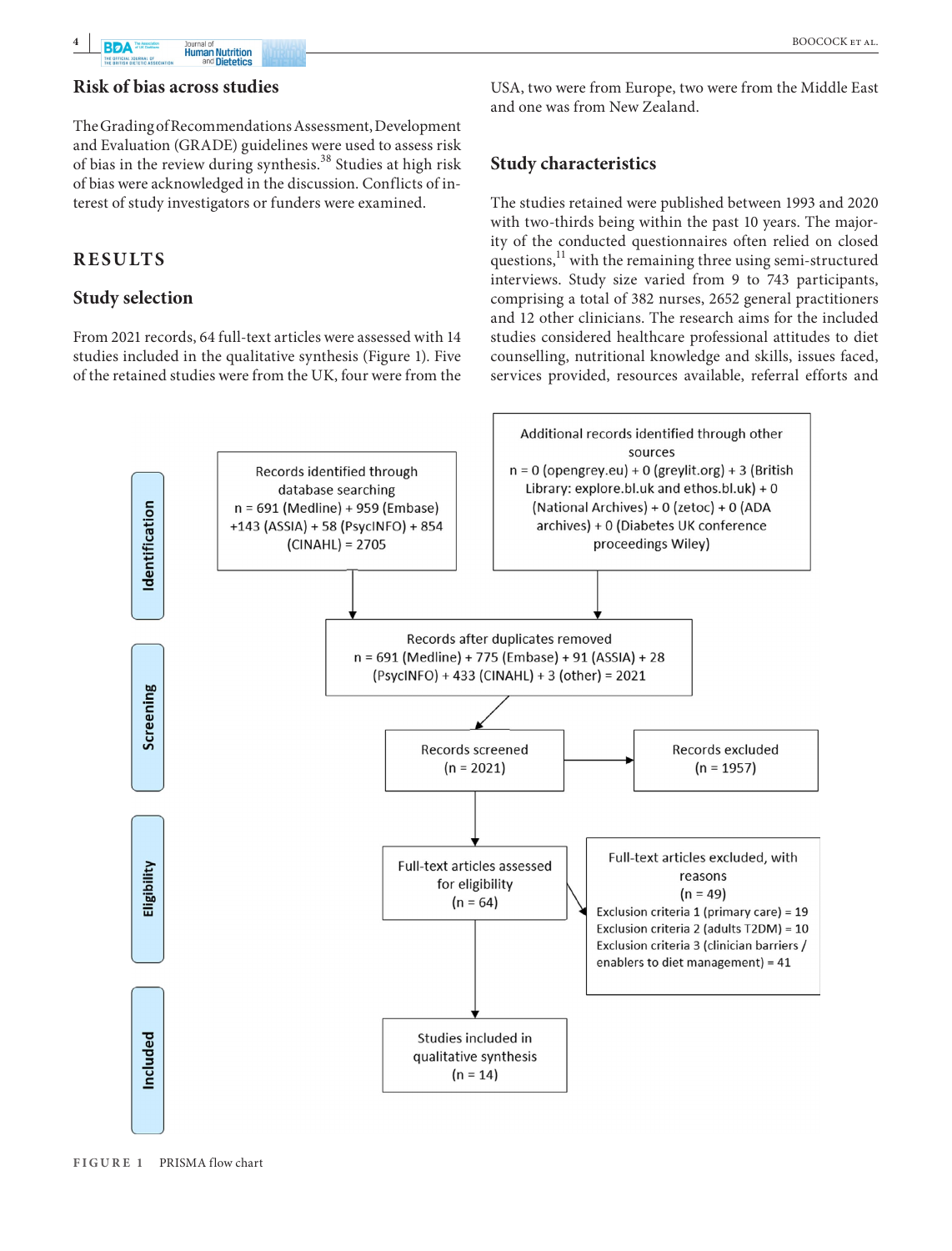### Risk of bias across studies

The Grading of Recommendations Assessment, Development and Evaluation (GRADE) guidelines were used to assess risk of bias in the review during synthesis.[38] Studies at high risk of bias were acknowledged in the discussion. Conflicts of interest of study investigators or funders were examined.

## RESULTS

### Study selection

From 2021 records, 64 full-text articles were assessed with 14 studies included in the qualitative synthesis (Figure 1). Five of the retained studies were from the UK, four were from the USA, two were from Europe, two were from the Middle East and one was from New Zealand.

### Study characteristics

The studies retained were published between 1993 and 2020 with two-thirds being within the past 10 years. The majority of the conducted questionnaires often relied on closed questions,[11] with the remaining three using semi-structured interviews. Study size varied from 9 to 743 participants, comprising a total of 382 nurses, 2652 general practitioners and 12 other clinicians. The research aims for the included studies considered healthcare professional attitudes to diet counselling, nutritional knowledge and skills, issues faced, services provided, resources available, referral efforts and

**Identification**

Records identified through database searching
n = 691 (Medline) + 959 (Embase) +143 (ASSIA) + 58 (PsycINFO) + 854 (CINAHL) = 2705

Additional records identified through other sources
n = 0 (opengrey.eu) + 0 (greylit.org) + 3 (British Library: explore.bl.uk and ethos.bl.uk) + 0 (National Archives) + 0 (zetoc) + 0 (ADA archives) + 0 (Diabetes UK conference proceedings Wiley)

Records after duplicates removed
n = 691 (Medline) + 775 (Embase) + 91 (ASSIA) + 28 (PsycINFO) + 433 (CINAHL) + 3 (other) = 2021

**Screening**

Records screened
(n = 2021)

Records excluded
(n = 1957)

**Eligibility**

Full-text articles assessed for eligibility
(n = 64)

Full-text articles excluded, with reasons
(n = 49)
Exclusion criteria 1 (primary care) = 19
Exclusion criteria 2 (adults T2DM) = 10
Exclusion criteria 3 (clinician barriers / enablers to diet management) = 41

**Included**

Studies included in qualitative synthesis
(n = 14)

FIGURE 1 PRISMA flow chart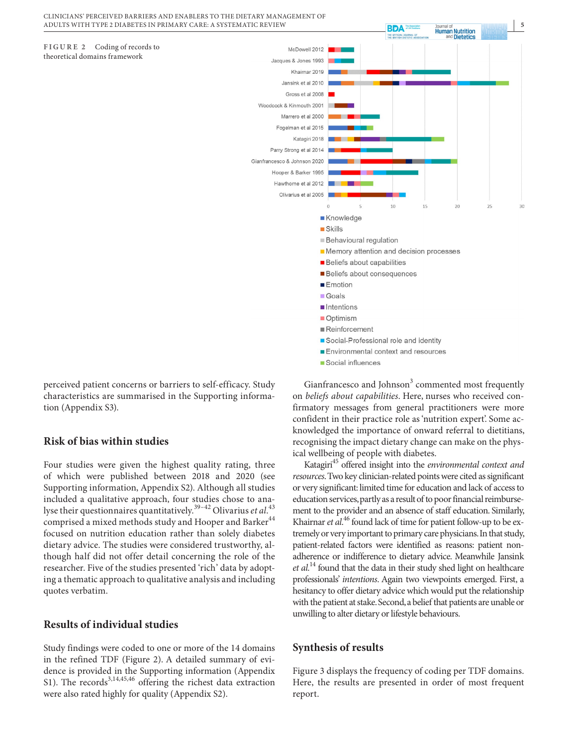FIGURE 2 Coding of records to theoretical domains framework

perceived patient concerns or barriers to self-efficacy. Study characteristics are summarised in the Supporting information (Appendix S3).

## Risk of bias within studies

Four studies were given the highest quality rating, three of which were published between 2018 and 2020 (see Supporting information, Appendix S2). Although all studies included a qualitative approach, four studies chose to analyse their questionnaires quantitatively.[39–42] Olivarius *et al.*[43] comprised a mixed methods study and Hooper and Barker[44] focused on nutrition education rather than solely diabetes dietary advice. The studies were considered trustworthy, although half did not offer detail concerning the role of the researcher. Five of the studies presented 'rich' data by adopting a thematic approach to qualitative analysis and including quotes verbatim.

## Results of individual studies

Study findings were coded to one or more of the 14 domains in the refined TDF (Figure 2). A detailed summary of evidence is provided in the Supporting information (Appendix S1). The records[3,14,45,46] offering the richest data extraction were also rated highly for quality (Appendix S2).

Gianfrancesco and Johnson[3] commented most frequently on *beliefs about capabilities*. Here, nurses who received confirmatory messages from general practitioners were more confident in their practice role as 'nutrition expert'. Some acknowledged the importance of onward referral to dietitians, recognising the impact dietary change can make on the physical wellbeing of people with diabetes.

Katagiri[45] offered insight into the *environmental context and resources*. Two key clinician-related points were cited as significant or very significant: limited time for education and lack of access to education services, partly as a result of to poor financial reimbursement to the provider and an absence of staff education. Similarly, Khairnar *et al.*[46] found lack of time for patient follow-up to be extremely or very important to primary care physicians. In that study, patient-related factors were identified as reasons: patient nonadherence or indifference to dietary advice. Meanwhile Jansink *et al.*[14] found that the data in their study shed light on healthcare professionals' *intentions*. Again two viewpoints emerged. First, a hesitancy to offer dietary advice which would put the relationship with the patient at stake. Second, a belief that patients are unable or unwilling to alter dietary or lifestyle behaviours.

## Synthesis of results

Figure 3 displays the frequency of coding per TDF domains. Here, the results are presented in order of most frequent report.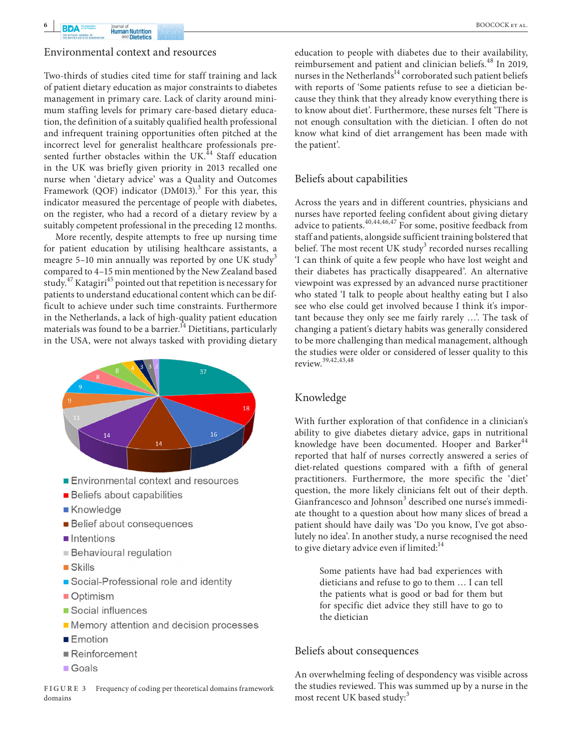## Environmental context and resources

Two-thirds of studies cited time for staff training and lack of patient dietary education as major constraints to diabetes management in primary care. Lack of clarity around minimum staffing levels for primary care-based dietary education, the definition of a suitably qualified health professional and infrequent training opportunities often pitched at the incorrect level for generalist healthcare professionals presented further obstacles within the UK.[44] Staff education in the UK was briefly given priority in 2013 recalled one nurse when 'dietary advice' was a Quality and Outcomes Framework (QOF) indicator (DM013).[3] For this year, this indicator measured the percentage of people with diabetes, on the register, who had a record of a dietary review by a suitably competent professional in the preceding 12 months.

More recently, despite attempts to free up nursing time for patient education by utilising healthcare assistants, a meagre 5–10 min annually was reported by one UK study[3] compared to 4–15 min mentioned by the New Zealand based study.[47] Katagiri[45] pointed out that repetition is necessary for patients to understand educational content which can be difficult to achieve under such time constraints. Furthermore in the Netherlands, a lack of high-quality patient education materials was found to be a barrier.[14] Dietitians, particularly in the USA, were not always tasked with providing dietary education to people with diabetes due to their availability, reimbursement and patient and clinician beliefs.[48] In 2019, nurses in the Netherlands[14] corroborated such patient beliefs with reports of 'Some patients refuse to see a dietician because they think that they already know everything there is to know about diet'. Furthermore, these nurses felt 'There is not enough consultation with the dietician. I often do not know what kind of diet arrangement has been made with the patient'.

| Theoretical domain | Frequency of coding |
|---|---|
| Environmental context and resources | 37 |
| Beliefs about capabilities | 18 |
| Knowledge | 16 |
| Belief about consequences | 14 |
| Intentions | 14 |
| Behavioural regulation | 11 |
| Skills | 9 |
| Social-Professional role and identity | 9 |
| Optimism | 8 |
| Social influences | 8 |
| Memory attention and decision processes | 4 |
| Emotion | 3 |
| Reinforcement | 3 |
| Goals | 2 |

FIGURE 3 Frequency of coding per theoretical domains framework domains

## Beliefs about capabilities

Across the years and in different countries, physicians and nurses have reported feeling confident about giving dietary advice to patients.[40,44,46,47] For some, positive feedback from staff and patients, alongside sufficient training bolstered that belief. The most recent UK study[3] recorded nurses recalling 'I can think of quite a few people who have lost weight and their diabetes has practically disappeared'. An alternative viewpoint was expressed by an advanced nurse practitioner who stated 'I talk to people about healthy eating but I also see who else could get involved because I think it's important because they only see me fairly rarely …'. The task of changing a patient's dietary habits was generally considered to be more challenging than medical management, although the studies were older or considered of lesser quality to this review.[39,42,43,48]

## Knowledge

With further exploration of that confidence in a clinician's ability to give diabetes dietary advice, gaps in nutritional knowledge have been documented. Hooper and Barker[44] reported that half of nurses correctly answered a series of diet-related questions compared with a fifth of general practitioners. Furthermore, the more specific the 'diet' question, the more likely clinicians felt out of their depth. Gianfrancesco and Johnson[3] described one nurse's immediate thought to a question about how many slices of bread a patient should have daily was 'Do you know, I've got absolutely no idea'. In another study, a nurse recognised the need to give dietary advice even if limited:[14]

> Some patients have had bad experiences with dieticians and refuse to go to them … I can tell the patients what is good or bad for them but for specific diet advice they still have to go to the dietician

## Beliefs about consequences

An overwhelming feeling of despondency was visible across the studies reviewed. This was summed up by a nurse in the most recent UK based study:[3]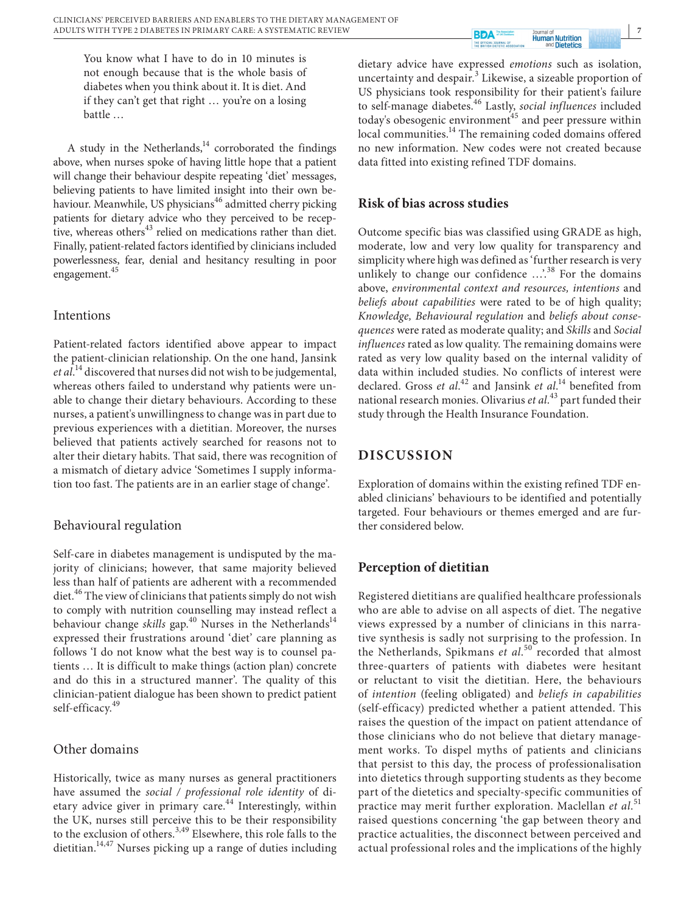> You know what I have to do in 10 minutes is not enough because that is the whole basis of diabetes when you think about it. It is diet. And if they can't get that right … you're on a losing battle …

A study in the Netherlands,[14] corroborated the findings above, when nurses spoke of having little hope that a patient will change their behaviour despite repeating 'diet' messages, believing patients to have limited insight into their own behaviour. Meanwhile, US physicians[46] admitted cherry picking patients for dietary advice who they perceived to be receptive, whereas others[43] relied on medications rather than diet. Finally, patient-related factors identified by clinicians included powerlessness, fear, denial and hesitancy resulting in poor engagement.[45]

### Intentions

Patient-related factors identified above appear to impact the patient-clinician relationship. On the one hand, Jansink *et al.*[14] discovered that nurses did not wish to be judgemental, whereas others failed to understand why patients were unable to change their dietary behaviours. According to these nurses, a patient's unwillingness to change was in part due to previous experiences with a dietitian. Moreover, the nurses believed that patients actively searched for reasons not to alter their dietary habits. That said, there was recognition of a mismatch of dietary advice 'Sometimes I supply information too fast. The patients are in an earlier stage of change'.

### Behavioural regulation

Self-care in diabetes management is undisputed by the majority of clinicians; however, that same majority believed less than half of patients are adherent with a recommended diet.[46] The view of clinicians that patients simply do not wish to comply with nutrition counselling may instead reflect a behaviour change *skills* gap.[40] Nurses in the Netherlands[14] expressed their frustrations around 'diet' care planning as follows 'I do not know what the best way is to counsel patients … It is difficult to make things (action plan) concrete and do this in a structured manner'. The quality of this clinician-patient dialogue has been shown to predict patient self-efficacy.[49]

### Other domains

Historically, twice as many nurses as general practitioners have assumed the *social / professional role identity* of dietary advice giver in primary care.[44] Interestingly, within the UK, nurses still perceive this to be their responsibility to the exclusion of others.[3,49] Elsewhere, this role falls to the dietitian.[14,47] Nurses picking up a range of duties including dietary advice have expressed *emotions* such as isolation, uncertainty and despair.[3] Likewise, a sizeable proportion of US physicians took responsibility for their patient's failure to self-manage diabetes.[46] Lastly, *social influences* included today's obesogenic environment[45] and peer pressure within local communities.[14] The remaining coded domains offered no new information. New codes were not created because data fitted into existing refined TDF domains.

## Risk of bias across studies

Outcome specific bias was classified using GRADE as high, moderate, low and very low quality for transparency and simplicity where high was defined as 'further research is very unlikely to change our confidence …'.[38] For the domains above, *environmental context and resources, intentions* and *beliefs about capabilities* were rated to be of high quality; *Knowledge, Behavioural regulation* and *beliefs about consequences* were rated as moderate quality; and *Skills* and *Social influences* rated as low quality. The remaining domains were rated as very low quality based on the internal validity of data within included studies. No conflicts of interest were declared. Gross *et al.*[42] and Jansink *et al.*[14] benefited from national research monies. Olivarius *et al.*[43] part funded their study through the Health Insurance Foundation.

# DISCUSSION

Exploration of domains within the existing refined TDF enabled clinicians' behaviours to be identified and potentially targeted. Four behaviours or themes emerged and are further considered below.

## Perception of dietitian

Registered dietitians are qualified healthcare professionals who are able to advise on all aspects of diet. The negative views expressed by a number of clinicians in this narrative synthesis is sadly not surprising to the profession. In the Netherlands, Spikmans *et al.*[50] recorded that almost three-quarters of patients with diabetes were hesitant or reluctant to visit the dietitian. Here, the behaviours of *intention* (feeling obligated) and *beliefs in capabilities* (self-efficacy) predicted whether a patient attended. This raises the question of the impact on patient attendance of those clinicians who do not believe that dietary management works. To dispel myths of patients and clinicians that persist to this day, the process of professionalisation into dietetics through supporting students as they become part of the dietetics and specialty-specific communities of practice may merit further exploration. Maclellan *et al.*[51] raised questions concerning 'the gap between theory and practice actualities, the disconnect between perceived and actual professional roles and the implications of the highly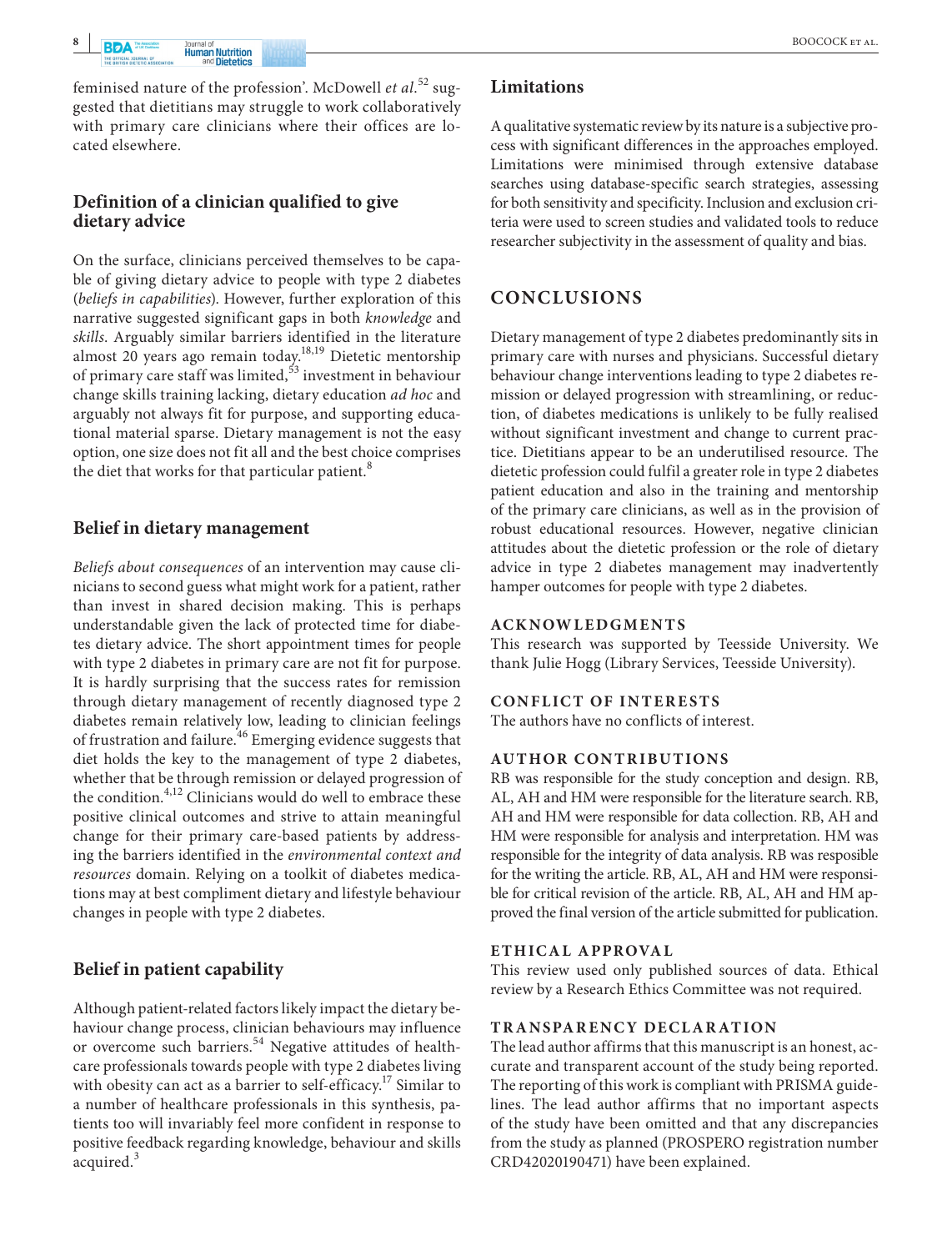feminised nature of the profession'. McDowell *et al.*[52] suggested that dietitians may struggle to work collaboratively with primary care clinicians where their offices are located elsewhere.

## Definition of a clinician qualified to give dietary advice

On the surface, clinicians perceived themselves to be capable of giving dietary advice to people with type 2 diabetes (*beliefs in capabilities*). However, further exploration of this narrative suggested significant gaps in both *knowledge* and *skills*. Arguably similar barriers identified in the literature almost 20 years ago remain today.[18,19] Dietetic mentorship of primary care staff was limited,[53] investment in behaviour change skills training lacking, dietary education *ad hoc* and arguably not always fit for purpose, and supporting educational material sparse. Dietary management is not the easy option, one size does not fit all and the best choice comprises the diet that works for that particular patient.[8]

## Belief in dietary management

*Beliefs about consequences* of an intervention may cause clinicians to second guess what might work for a patient, rather than invest in shared decision making. This is perhaps understandable given the lack of protected time for diabetes dietary advice. The short appointment times for people with type 2 diabetes in primary care are not fit for purpose. It is hardly surprising that the success rates for remission through dietary management of recently diagnosed type 2 diabetes remain relatively low, leading to clinician feelings of frustration and failure.[46] Emerging evidence suggests that diet holds the key to the management of type 2 diabetes, whether that be through remission or delayed progression of the condition.[4,12] Clinicians would do well to embrace these positive clinical outcomes and strive to attain meaningful change for their primary care-based patients by addressing the barriers identified in the *environmental context and resources* domain. Relying on a toolkit of diabetes medications may at best compliment dietary and lifestyle behaviour changes in people with type 2 diabetes.

## Belief in patient capability

Although patient-related factors likely impact the dietary behaviour change process, clinician behaviours may influence or overcome such barriers.[54] Negative attitudes of healthcare professionals towards people with type 2 diabetes living with obesity can act as a barrier to self-efficacy.[17] Similar to a number of healthcare professionals in this synthesis, patients too will invariably feel more confident in response to positive feedback regarding knowledge, behaviour and skills acquired.[3]

## Limitations

A qualitative systematic review by its nature is a subjective process with significant differences in the approaches employed. Limitations were minimised through extensive database searches using database-specific search strategies, assessing for both sensitivity and specificity. Inclusion and exclusion criteria were used to screen studies and validated tools to reduce researcher subjectivity in the assessment of quality and bias.

# CONCLUSIONS

Dietary management of type 2 diabetes predominantly sits in primary care with nurses and physicians. Successful dietary behaviour change interventions leading to type 2 diabetes remission or delayed progression with streamlining, or reduction, of diabetes medications is unlikely to be fully realised without significant investment and change to current practice. Dietitians appear to be an underutilised resource. The dietetic profession could fulfil a greater role in type 2 diabetes patient education and also in the training and mentorship of the primary care clinicians, as well as in the provision of robust educational resources. However, negative clinician attitudes about the dietetic profession or the role of dietary advice in type 2 diabetes management may inadvertently hamper outcomes for people with type 2 diabetes.

### ACKNOWLEDGMENTS

This research was supported by Teesside University. We thank Julie Hogg (Library Services, Teesside University).

### CONFLICT OF INTERESTS

The authors have no conflicts of interest.

### AUTHOR CONTRIBUTIONS

RB was responsible for the study conception and design. RB, AL, AH and HM were responsible for the literature search. RB, AH and HM were responsible for data collection. RB, AH and HM were responsible for analysis and interpretation. HM was responsible for the integrity of data analysis. RB was resposible for the writing the article. RB, AL, AH and HM were responsible for critical revision of the article. RB, AL, AH and HM approved the final version of the article submitted for publication.

### ETHICAL APPROVAL

This review used only published sources of data. Ethical review by a Research Ethics Committee was not required.

### TRANSPARENCY DECLARATION

The lead author affirms that this manuscript is an honest, accurate and transparent account of the study being reported. The reporting of this work is compliant with PRISMA guidelines. The lead author affirms that no important aspects of the study have been omitted and that any discrepancies from the study as planned (PROSPERO registration number CRD42020190471) have been explained.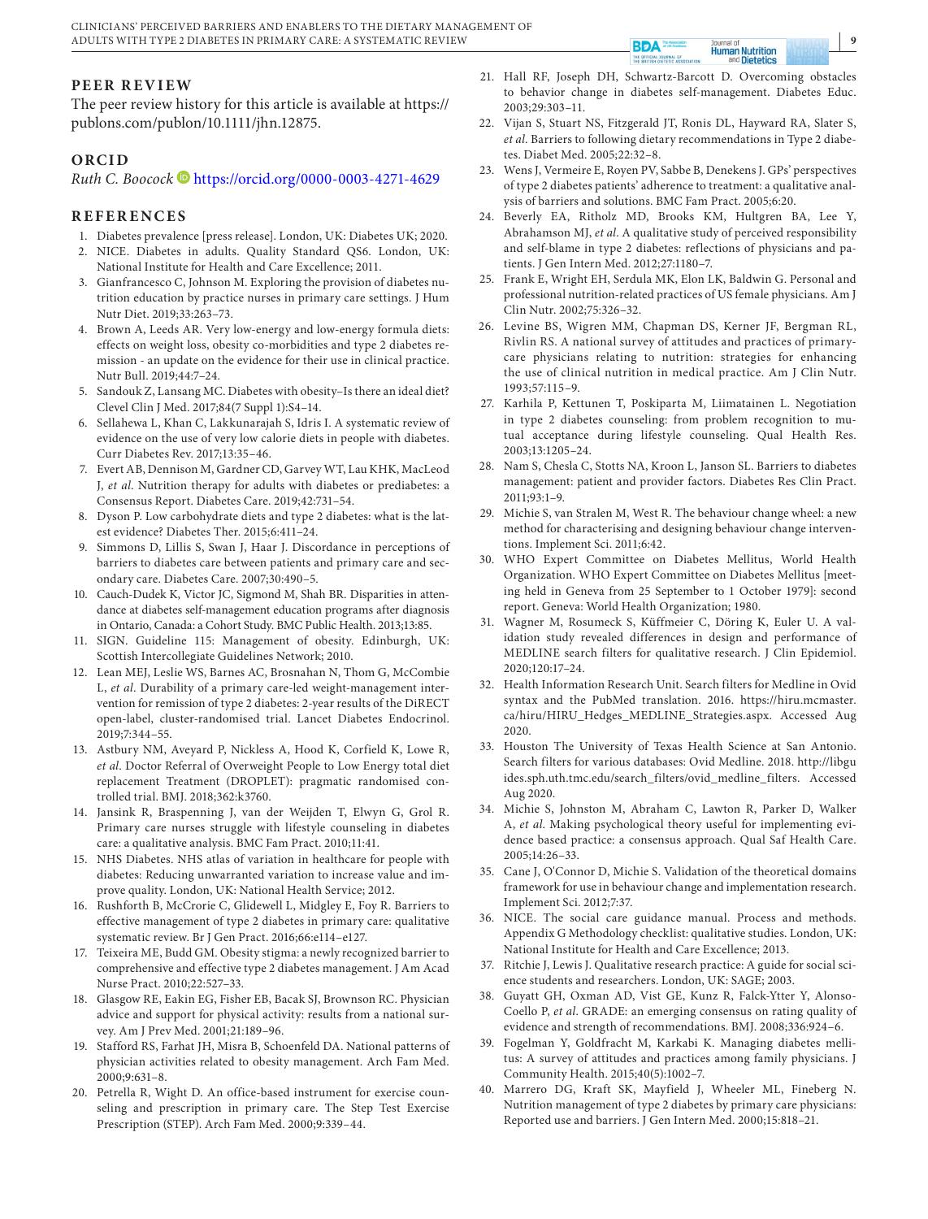## PEER REVIEW

The peer review history for this article is available at https://publons.com/publon/10.1111/jhn.12875.

## ORCID

*Ruth C. Boocock* https://orcid.org/0000-0003-4271-4629

## REFERENCES

1. Diabetes prevalence [press release]. London, UK: Diabetes UK; 2020.
2. NICE. Diabetes in adults. Quality Standard QS6. London, UK: National Institute for Health and Care Excellence; 2011.
3. Gianfrancesco C, Johnson M. Exploring the provision of diabetes nutrition education by practice nurses in primary care settings. J Hum Nutr Diet. 2019;33:263–73.
4. Brown A, Leeds AR. Very low-energy and low-energy formula diets: effects on weight loss, obesity co-morbidities and type 2 diabetes remission - an update on the evidence for their use in clinical practice. Nutr Bull. 2019;44:7–24.
5. Sandouk Z, Lansang MC. Diabetes with obesity–Is there an ideal diet? Clevel Clin J Med. 2017;84(7 Suppl 1):S4–14.
6. Sellahewa L, Khan C, Lakkunarajah S, Idris I. A systematic review of evidence on the use of very low calorie diets in people with diabetes. Curr Diabetes Rev. 2017;13:35–46.
7. Evert AB, Dennison M, Gardner CD, Garvey WT, Lau KHK, MacLeod J, *et al*. Nutrition therapy for adults with diabetes or prediabetes: a Consensus Report. Diabetes Care. 2019;42:731–54.
8. Dyson P. Low carbohydrate diets and type 2 diabetes: what is the latest evidence? Diabetes Ther. 2015;6:411–24.
9. Simmons D, Lillis S, Swan J, Haar J. Discordance in perceptions of barriers to diabetes care between patients and primary care and secondary care. Diabetes Care. 2007;30:490–5.
10. Cauch-Dudek K, Victor JC, Sigmond M, Shah BR. Disparities in attendance at diabetes self-management education programs after diagnosis in Ontario, Canada: a Cohort Study. BMC Public Health. 2013;13:85.
11. SIGN. Guideline 115: Management of obesity. Edinburgh, UK: Scottish Intercollegiate Guidelines Network; 2010.
12. Lean MEJ, Leslie WS, Barnes AC, Brosnahan N, Thom G, McCombie L, *et al*. Durability of a primary care-led weight-management intervention for remission of type 2 diabetes: 2-year results of the DiRECT open-label, cluster-randomised trial. Lancet Diabetes Endocrinol. 2019;7:344–55.
13. Astbury NM, Aveyard P, Nickless A, Hood K, Corfield K, Lowe R, *et al*. Doctor Referral of Overweight People to Low Energy total diet replacement Treatment (DROPLET): pragmatic randomised controlled trial. BMJ. 2018;362:k3760.
14. Jansink R, Braspenning J, van der Weijden T, Elwyn G, Grol R. Primary care nurses struggle with lifestyle counseling in diabetes care: a qualitative analysis. BMC Fam Pract. 2010;11:41.
15. NHS Diabetes. NHS atlas of variation in healthcare for people with diabetes: Reducing unwarranted variation to increase value and improve quality. London, UK: National Health Service; 2012.
16. Rushforth B, McCrorie C, Glidewell L, Midgley E, Foy R. Barriers to effective management of type 2 diabetes in primary care: qualitative systematic review. Br J Gen Pract. 2016;66:e114–e127.
17. Teixeira ME, Budd GM. Obesity stigma: a newly recognized barrier to comprehensive and effective type 2 diabetes management. J Am Acad Nurse Pract. 2010;22:527–33.
18. Glasgow RE, Eakin EG, Fisher EB, Bacak SJ, Brownson RC. Physician advice and support for physical activity: results from a national survey. Am J Prev Med. 2001;21:189–96.
19. Stafford RS, Farhat JH, Misra B, Schoenfeld DA. National patterns of physician activities related to obesity management. Arch Fam Med. 2000;9:631–8.
20. Petrella R, Wight D. An office-based instrument for exercise counseling and prescription in primary care. The Step Test Exercise Prescription (STEP). Arch Fam Med. 2000;9:339–44.
21. Hall RF, Joseph DH, Schwartz-Barcott D. Overcoming obstacles to behavior change in diabetes self-management. Diabetes Educ. 2003;29:303–11.
22. Vijan S, Stuart NS, Fitzgerald JT, Ronis DL, Hayward RA, Slater S, *et al*. Barriers to following dietary recommendations in Type 2 diabetes. Diabet Med. 2005;22:32–8.
23. Wens J, Vermeire E, Royen PV, Sabbe B, Denekens J. GPs' perspectives of type 2 diabetes patients' adherence to treatment: a qualitative analysis of barriers and solutions. BMC Fam Pract. 2005;6:20.
24. Beverly EA, Ritholz MD, Brooks KM, Hultgren BA, Lee Y, Abrahamson MJ, *et al*. A qualitative study of perceived responsibility and self-blame in type 2 diabetes: reflections of physicians and patients. J Gen Intern Med. 2012;27:1180–7.
25. Frank E, Wright EH, Serdula MK, Elon LK, Baldwin G. Personal and professional nutrition-related practices of US female physicians. Am J Clin Nutr. 2002;75:326–32.
26. Levine BS, Wigren MM, Chapman DS, Kerner JF, Bergman RL, Rivlin RS. A national survey of attitudes and practices of primary-care physicians relating to nutrition: strategies for enhancing the use of clinical nutrition in medical practice. Am J Clin Nutr. 1993;57:115–9.
27. Karhila P, Kettunen T, Poskiparta M, Liimatainen L. Negotiation in type 2 diabetes counseling: from problem recognition to mutual acceptance during lifestyle counseling. Qual Health Res. 2003;13:1205–24.
28. Nam S, Chesla C, Stotts NA, Kroon L, Janson SL. Barriers to diabetes management: patient and provider factors. Diabetes Res Clin Pract. 2011;93:1–9.
29. Michie S, van Stralen M, West R. The behaviour change wheel: a new method for characterising and designing behaviour change interventions. Implement Sci. 2011;6:42.
30. WHO Expert Committee on Diabetes Mellitus, World Health Organization. WHO Expert Committee on Diabetes Mellitus [meeting held in Geneva from 25 September to 1 October 1979]: second report. Geneva: World Health Organization; 1980.
31. Wagner M, Rosumeck S, Küffmeier C, Döring K, Euler U. A validation study revealed differences in design and performance of MEDLINE search filters for qualitative research. J Clin Epidemiol. 2020;120:17–24.
32. Health Information Research Unit. Search filters for Medline in Ovid syntax and the PubMed translation. 2016. https://hiru.mcmaster.ca/hiru/HIRU_Hedges_MEDLINE_Strategies.aspx. Accessed Aug 2020.
33. Houston The University of Texas Health Science at San Antonio. Search filters for various databases: Ovid Medline. 2018. http://libguides.sph.uth.tmc.edu/search_filters/ovid_medline_filters. Accessed Aug 2020.
34. Michie S, Johnston M, Abraham C, Lawton R, Parker D, Walker A, *et al*. Making psychological theory useful for implementing evidence based practice: a consensus approach. Qual Saf Health Care. 2005;14:26–33.
35. Cane J, O'Connor D, Michie S. Validation of the theoretical domains framework for use in behaviour change and implementation research. Implement Sci. 2012;7:37.
36. NICE. The social care guidance manual. Process and methods. Appendix G Methodology checklist: qualitative studies. London, UK: National Institute for Health and Care Excellence; 2013.
37. Ritchie J, Lewis J. Qualitative research practice: A guide for social science students and researchers. London, UK: SAGE; 2003.
38. Guyatt GH, Oxman AD, Vist GE, Kunz R, Falck-Ytter Y, Alonso-Coello P, *et al*. GRADE: an emerging consensus on rating quality of evidence and strength of recommendations. BMJ. 2008;336:924–6.
39. Fogelman Y, Goldfracht M, Karkabi K. Managing diabetes mellitus: A survey of attitudes and practices among family physicians. J Community Health. 2015;40(5):1002–7.
40. Marrero DG, Kraft SK, Mayfield J, Wheeler ML, Fineberg N. Nutrition management of type 2 diabetes by primary care physicians: Reported use and barriers. J Gen Intern Med. 2000;15:818–21.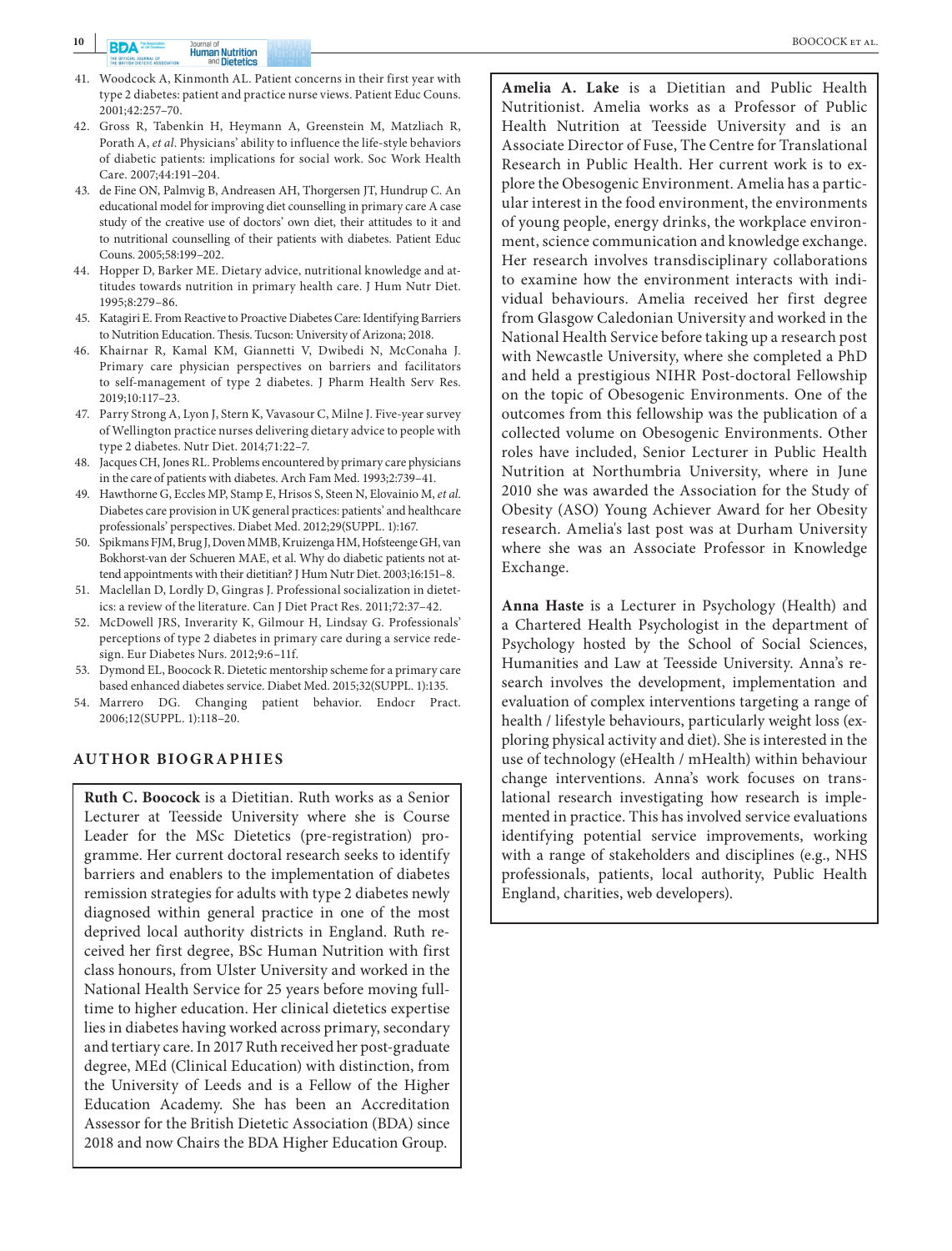41. Woodcock A, Kinmonth AL. Patient concerns in their first year with type 2 diabetes: patient and practice nurse views. Patient Educ Couns. 2001;42:257–70.
42. Gross R, Tabenkin H, Heymann A, Greenstein M, Matzliach R, Porath A, *et al*. Physicians' ability to influence the life-style behaviors of diabetic patients: implications for social work. Soc Work Health Care. 2007;44:191–204.
43. de Fine ON, Palmvig B, Andreasen AH, Thorgersen JT, Hundrup C. An educational model for improving diet counselling in primary care A case study of the creative use of doctors' own diet, their attitudes to it and to nutritional counselling of their patients with diabetes. Patient Educ Couns. 2005;58:199–202.
44. Hopper D, Barker ME. Dietary advice, nutritional knowledge and attitudes towards nutrition in primary health care. J Hum Nutr Diet. 1995;8:279–86.
45. Katagiri E. From Reactive to Proactive Diabetes Care: Identifying Barriers to Nutrition Education. Thesis. Tucson: University of Arizona; 2018.
46. Khairnar R, Kamal KM, Giannetti V, Dwibedi N, McConaha J. Primary care physician perspectives on barriers and facilitators to self-management of type 2 diabetes. J Pharm Health Serv Res. 2019;10:117–23.
47. Parry Strong A, Lyon J, Stern K, Vavasour C, Milne J. Five-year survey of Wellington practice nurses delivering dietary advice to people with type 2 diabetes. Nutr Diet. 2014;71:22–7.
48. Jacques CH, Jones RL. Problems encountered by primary care physicians in the care of patients with diabetes. Arch Fam Med. 1993;2:739–41.
49. Hawthorne G, Eccles MP, Stamp E, Hrisos S, Steen N, Elovainio M, *et al*. Diabetes care provision in UK general practices: patients' and healthcare professionals' perspectives. Diabet Med. 2012;29(SUPPL. 1):167.
50. Spikmans FJM, Brug J, Doven MMB, Kruizenga HM, Hofsteenge GH, van Bokhorst-van der Schueren MAE, et al. Why do diabetic patients not attend appointments with their dietitian? J Hum Nutr Diet. 2003;16:151–8.
51. Maclellan D, Lordly D, Gingras J. Professional socialization in dietetics: a review of the literature. Can J Diet Pract Res. 2011;72:37–42.
52. McDowell JRS, Inverarity K, Gilmour H, Lindsay G. Professionals' perceptions of type 2 diabetes in primary care during a service redesign. Eur Diabetes Nurs. 2012;9:6–11f.
53. Dymond EL, Boocock R. Dietetic mentorship scheme for a primary care based enhanced diabetes service. Diabet Med. 2015;32(SUPPL. 1):135.
54. Marrero DG. Changing patient behavior. Endocr Pract. 2006;12(SUPPL. 1):118–20.

## AUTHOR BIOGRAPHIES

**Ruth C. Boocock** is a Dietitian. Ruth works as a Senior Lecturer at Teesside University where she is Course Leader for the MSc Dietetics (pre-registration) programme. Her current doctoral research seeks to identify barriers and enablers to the implementation of diabetes remission strategies for adults with type 2 diabetes newly diagnosed within general practice in one of the most deprived local authority districts in England. Ruth received her first degree, BSc Human Nutrition with first class honours, from Ulster University and worked in the National Health Service for 25 years before moving full-time to higher education. Her clinical dietetics expertise lies in diabetes having worked across primary, secondary and tertiary care. In 2017 Ruth received her post-graduate degree, MEd (Clinical Education) with distinction, from the University of Leeds and is a Fellow of the Higher Education Academy. She has been an Accreditation Assessor for the British Dietetic Association (BDA) since 2018 and now Chairs the BDA Higher Education Group.

**Amelia A. Lake** is a Dietitian and Public Health Nutritionist. Amelia works as a Professor of Public Health Nutrition at Teesside University and is an Associate Director of Fuse, The Centre for Translational Research in Public Health. Her current work is to explore the Obesogenic Environment. Amelia has a particular interest in the food environment, the environments of young people, energy drinks, the workplace environment, science communication and knowledge exchange. Her research involves transdisciplinary collaborations to examine how the environment interacts with individual behaviours. Amelia received her first degree from Glasgow Caledonian University and worked in the National Health Service before taking up a research post with Newcastle University, where she completed a PhD and held a prestigious NIHR Post-doctoral Fellowship on the topic of Obesogenic Environments. One of the outcomes from this fellowship was the publication of a collected volume on Obesogenic Environments. Other roles have included, Senior Lecturer in Public Health Nutrition at Northumbria University, where in June 2010 she was awarded the Association for the Study of Obesity (ASO) Young Achiever Award for her Obesity research. Amelia's last post was at Durham University where she was an Associate Professor in Knowledge Exchange.

**Anna Haste** is a Lecturer in Psychology (Health) and a Chartered Health Psychologist in the department of Psychology hosted by the School of Social Sciences, Humanities and Law at Teesside University. Anna's research involves the development, implementation and evaluation of complex interventions targeting a range of health / lifestyle behaviours, particularly weight loss (exploring physical activity and diet). She is interested in the use of technology (eHealth / mHealth) within behaviour change interventions. Anna's work focuses on translational research investigating how research is implemented in practice. This has involved service evaluations identifying potential service improvements, working with a range of stakeholders and disciplines (e.g., NHS professionals, patients, local authority, Public Health England, charities, web developers).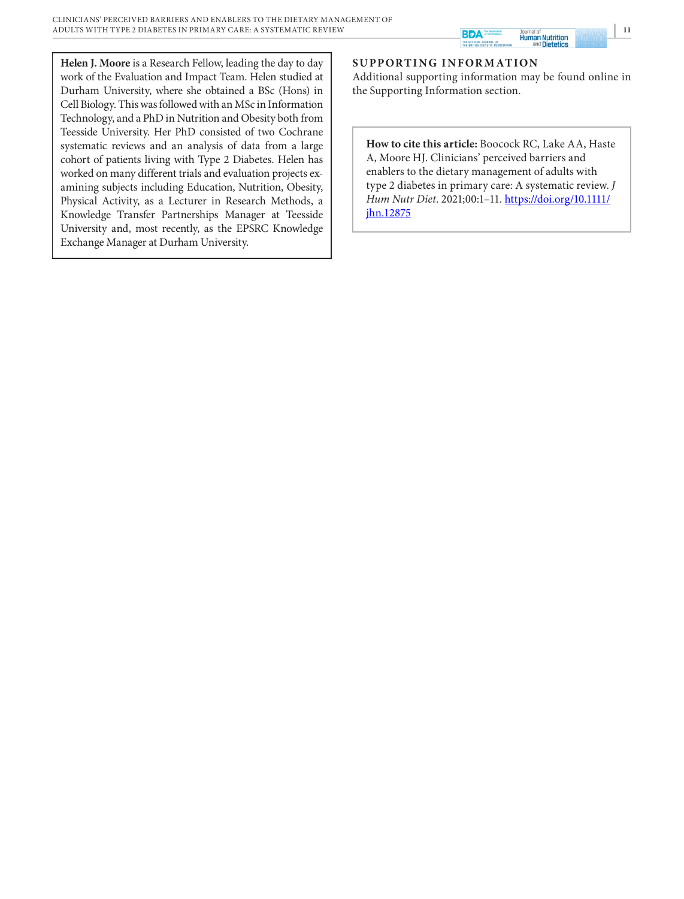**Helen J. Moore** is a Research Fellow, leading the day to day work of the Evaluation and Impact Team. Helen studied at Durham University, where she obtained a BSc (Hons) in Cell Biology. This was followed with an MSc in Information Technology, and a PhD in Nutrition and Obesity both from Teesside University. Her PhD consisted of two Cochrane systematic reviews and an analysis of data from a large cohort of patients living with Type 2 Diabetes. Helen has worked on many different trials and evaluation projects examining subjects including Education, Nutrition, Obesity, Physical Activity, as a Lecturer in Research Methods, a Knowledge Transfer Partnerships Manager at Teesside University and, most recently, as the EPSRC Knowledge Exchange Manager at Durham University.

## SUPPORTING INFORMATION

Additional supporting information may be found online in the Supporting Information section.

**How to cite this article:** Boocock RC, Lake AA, Haste A, Moore HJ. Clinicians' perceived barriers and enablers to the dietary management of adults with type 2 diabetes in primary care: A systematic review. *J Hum Nutr Diet*. 2021;00:1–11. https://doi.org/10.1111/jhn.12875